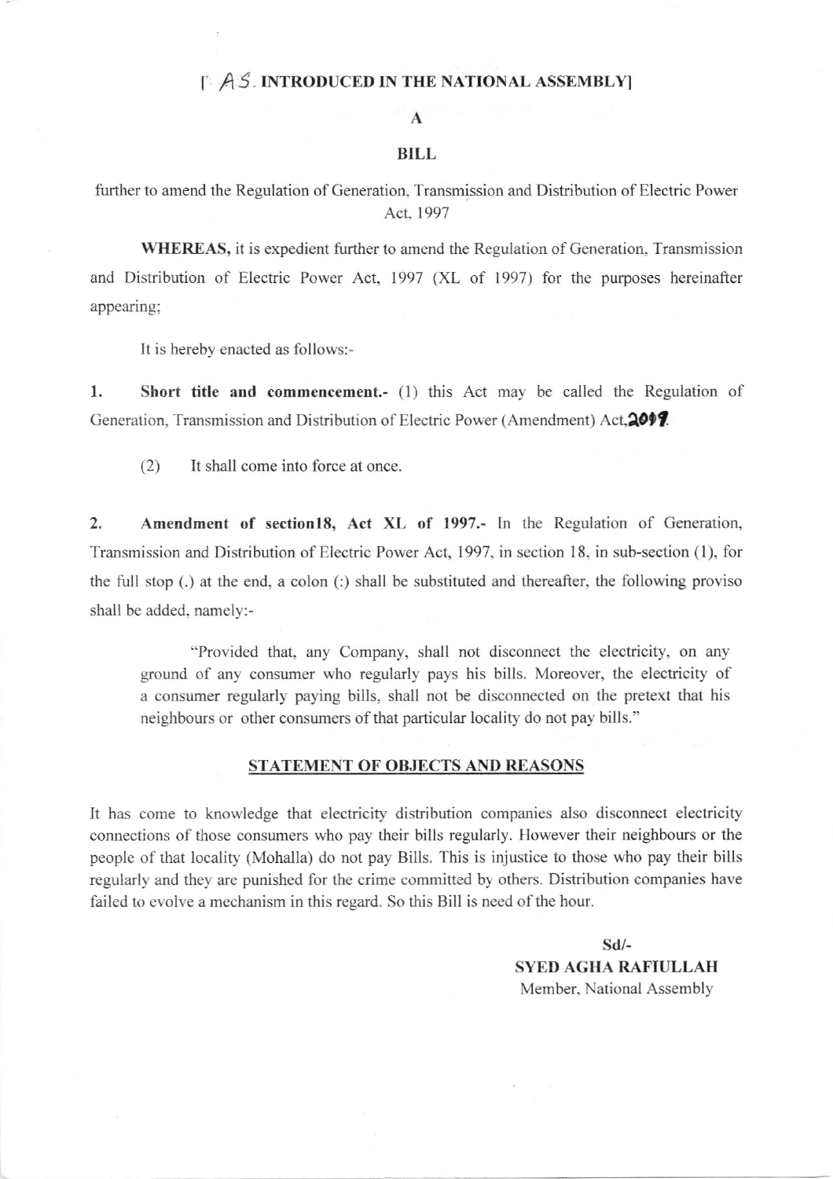[AS INTRODUCED IN THE NATIONAL ASSEMBLY]

# A

# BILL

further to amend the Regulation of Generation, Transmission and Distribution of Electric Power Act, 1997

**WHEREAS,** it is expedient further to amend the Regulation of Generation, Transmission and Distribution of Electric Power Act, 1997 (XL of 1997) for the purposes hereinafter appearing;

It is hereby enacted as follows:-

1. **Short title and commencement.-** (1) this Act may be called the Regulation of Generation, Transmission and Distribution of Electric Power (Amendment) Act, **2019**.

   (2) It shall come into force at once.

2. **Amendment of section18, Act XL of 1997.-** In the Regulation of Generation, Transmission and Distribution of Electric Power Act, 1997, in section 18, in sub-section (1), for the full stop (.) at the end, a colon (:) shall be substituted and thereafter, the following proviso shall be added, namely:-

   "Provided that, any Company, shall not disconnect the electricity, on any ground of any consumer who regularly pays his bills. Moreover, the electricity of a consumer regularly paying bills, shall not be disconnected on the pretext that his neighbours or other consumers of that particular locality do not pay bills."

## STATEMENT OF OBJECTS AND REASONS

It has come to knowledge that electricity distribution companies also disconnect electricity connections of those consumers who pay their bills regularly. However their neighbours or the people of that locality (Mohalla) do not pay Bills. This is injustice to those who pay their bills regularly and they are punished for the crime committed by others. Distribution companies have failed to evolve a mechanism in this regard. So this Bill is need of the hour.

Sd/-
**SYED AGHA RAFIULLAH**
Member, National Assembly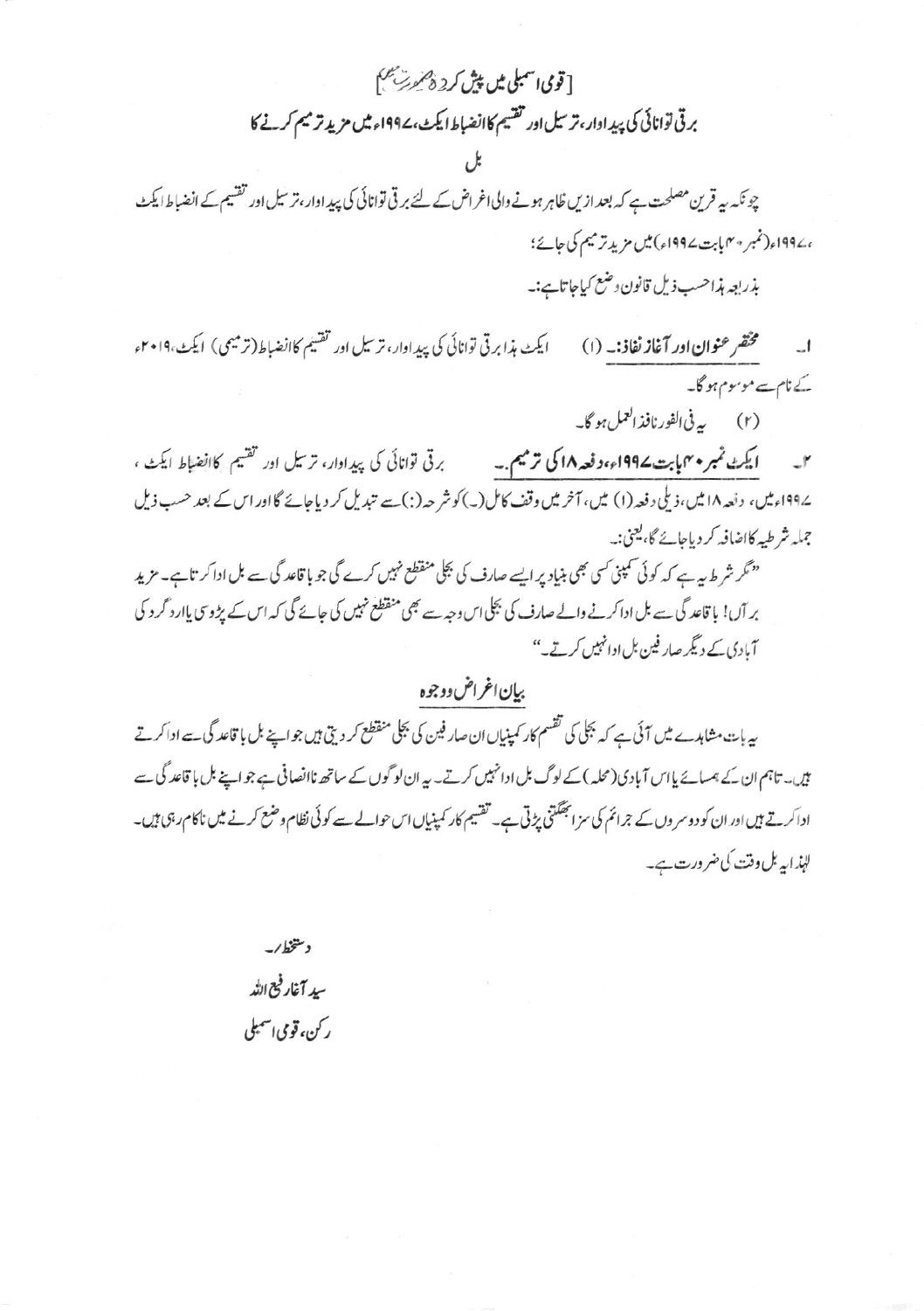[قومی اسمبلی میں پیش کردہ صورت میں]

## برقی توانائی کی پیداوار، ترسیل اور تقسیم کا انضباط ایکٹ، ۱۹۹۷ء میں مزید ترمیم کرنے کا

## بل

چونکہ یہ قرین مصلحت ہے کہ بعد ازیں ظاہر ہونے والی اغراض کے لئے برقی توانائی کی پیداوار، ترسیل اور تقسیم کے انضباط ایکٹ، ۱۹۹۷ء (نمبر ۴۰ بابت ۱۹۹۷ء) میں مزید ترمیم کی جائے؛

بذریعہ ہذا حسب ذیل قانون وضع کیا جاتا ہے:۔

۱۔ **مختصر عنوان اور آغاز نفاذ:۔** (۱) ایکٹ ہذا برقی توانائی کی پیداوار، ترسیل اور تقسیم کا انضباط (ترمیمی) ایکٹ، ۲۰۱۹ء کے نام سے موسوم ہوگا۔

(۲) یہ فی الفور نافذ العمل ہوگا۔

۲۔ **ایکٹ نمبر ۴۰ بابت ۱۹۹۷ء، دفعہ ۱۸ کی ترمیم۔** برقی توانائی کی پیداوار، ترسیل اور تقسیم کا انضباط ایکٹ، ۱۹۹۷ء میں، دفعہ ۱۸ میں، ذیلی دفعہ (۱) میں، آخر میں وقف کامل (۔) کو شرحہ (:) سے تبدیل کر دیا جائے گا اور اس کے بعد حسب ذیل جملہ شرطیہ کا اضافہ کر دیا جائے گا، یعنی:۔

"مگر شرط یہ ہے کہ کوئی کمپنی کسی بھی بنیاد پر ایسے صارف کی بجلی منقطع نہیں کرے گی جو باقاعدگی سے بل ادا کرتا ہے۔ مزید برآں! باقاعدگی سے بل ادا کرنے والے صارف کی بجلی اس وجہ سے بھی منقطع نہیں کی جائے گی کہ اس کے پڑوسی یا ارد گرد کی آبادی کے دیگر صارفین بل ادا نہیں کرتے۔"

## بیان اغراض و وجوہ

یہ بات مشاہدے میں آئی ہے کہ بجلی کی تقسیم کار کمپنیاں ان صارفین کی بجلی منقطع کر دیتی ہیں جو اپنے بل باقاعدگی سے ادا کرتے ہیں۔ تاہم ان کے ہمسائے یا اس آبادی (محلہ) کے لوگ بل ادا نہیں کرتے۔ یہ ان لوگوں کے ساتھ ناانصافی ہے جو اپنے بل باقاعدگی سے ادا کرتے ہیں اور ان کو دوسروں کے جرائم کی سزا بھگتنی پڑتی ہے۔ تقسیم کار کمپنیاں اس حوالے سے کوئی نظام وضع کرنے میں ناکام رہی ہیں۔ لہٰذا یہ بل وقت کی ضرورت ہے۔

دستخط/۔

سید آغا رفیع اللہ

رکن، قومی اسمبلی